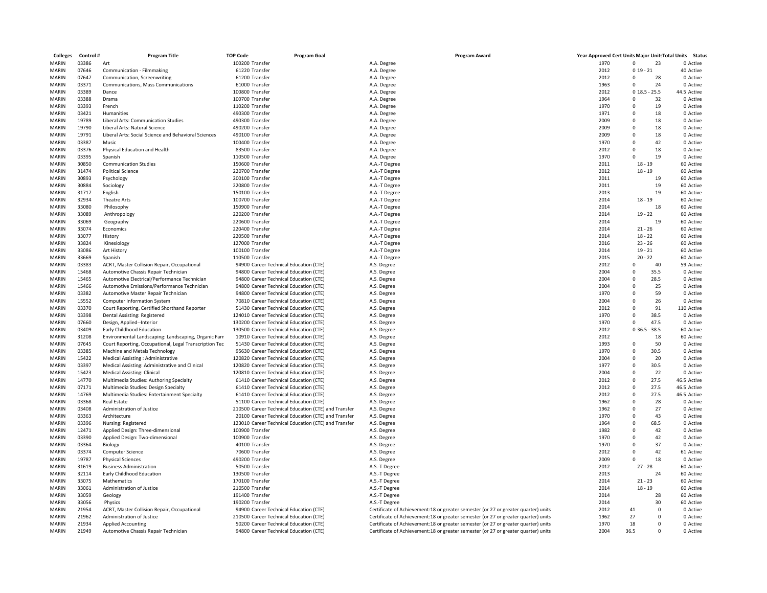| Colleges | Control # | Program Title | TOP Code | Program Goal | Program Award | Year Approved | Cert Units | Major Units | Total Units | Status |
|---|---|---|---|---|---|---|---|---|---|---|
| MARIN | 03386 | Art | 100200 | Transfer | A.A. Degree | 1970 | 0 | 23 | 0 | Active |
| MARIN | 07646 | Communication - Filmmaking | 61220 | Transfer | A.A. Degree | 2012 | 0 | 19 - 21 | 40 | Active |
| MARIN | 07647 | Communication, Screenwriting | 61200 | Transfer | A.A. Degree | 2012 | 0 | 28 | 0 | Active |
| MARIN | 03371 | Communications, Mass Communications | 61000 | Transfer | A.A. Degree | 1963 | 0 | 24 | 0 | Active |
| MARIN | 03389 | Dance | 100800 | Transfer | A.A. Degree | 2012 | 0 | 18.5 - 25.5 | 44.5 | Active |
| MARIN | 03388 | Drama | 100700 | Transfer | A.A. Degree | 1964 | 0 | 32 | 0 | Active |
| MARIN | 03393 | French | 110200 | Transfer | A.A. Degree | 1970 | 0 | 19 | 0 | Active |
| MARIN | 03421 | Humanities | 490300 | Transfer | A.A. Degree | 1971 | 0 | 18 | 0 | Active |
| MARIN | 19789 | Liberal Arts: Communication Studies | 490300 | Transfer | A.A. Degree | 2009 | 0 | 18 | 0 | Active |
| MARIN | 19790 | Liberal Arts: Natural Science | 490200 | Transfer | A.A. Degree | 2009 | 0 | 18 | 0 | Active |
| MARIN | 19791 | Liberal Arts: Social Science and Behavioral Sciences | 490100 | Transfer | A.A. Degree | 2009 | 0 | 18 | 0 | Active |
| MARIN | 03387 | Music | 100400 | Transfer | A.A. Degree | 1970 | 0 | 42 | 0 | Active |
| MARIN | 03376 | Physical Education and Health | 83500 | Transfer | A.A. Degree | 2012 | 0 | 18 | 0 | Active |
| MARIN | 03395 | Spanish | 110500 | Transfer | A.A. Degree | 1970 | 0 | 19 | 0 | Active |
| MARIN | 30850 | Communication Studies | 150600 | Transfer | A.A.-T Degree | 2011 | | 18 - 19 | 60 | Active |
| MARIN | 31474 | Political Science | 220700 | Transfer | A.A.-T Degree | 2012 | | 18 - 19 | 60 | Active |
| MARIN | 30893 | Psychology | 200100 | Transfer | A.A.-T Degree | 2011 | | 19 | 60 | Active |
| MARIN | 30884 | Sociology | 220800 | Transfer | A.A.-T Degree | 2011 | | 19 | 60 | Active |
| MARIN | 31717 | English | 150100 | Transfer | A.A.-T Degree | 2013 | | 19 | 60 | Active |
| MARIN | 32934 | Theatre Arts | 100700 | Transfer | A.A.-T Degree | 2014 | | 18 - 19 | 60 | Active |
| MARIN | 33080 | Philosophy | 150900 | Transfer | A.A.-T Degree | 2014 | | 18 | 60 | Active |
| MARIN | 33089 | Anthropology | 220200 | Transfer | A.A.-T Degree | 2014 | | 19 - 22 | 60 | Active |
| MARIN | 33069 | Geography | 220600 | Transfer | A.A.-T Degree | 2014 | | 19 | 60 | Active |
| MARIN | 33074 | Economics | 220400 | Transfer | A.A.-T Degree | 2014 | | 21 - 26 | 60 | Active |
| MARIN | 33077 | History | 220500 | Transfer | A.A.-T Degree | 2014 | | 18 - 22 | 60 | Active |
| MARIN | 33824 | Kinesiology | 127000 | Transfer | A.A.-T Degree | 2016 | | 23 - 26 | 60 | Active |
| MARIN | 33086 | Art History | 100100 | Transfer | A.A.-T Degree | 2014 | | 19 - 21 | 60 | Active |
| MARIN | 33669 | Spanish | 110500 | Transfer | A.A.-T Degree | 2015 | | 20 - 22 | 60 | Active |
| MARIN | 03383 | ACRT, Master Collision Repair, Occupational | 94900 | Career Technical Education (CTE) | A.S. Degree | 2012 | 0 | 40 | 59 | Active |
| MARIN | 15468 | Automotive Chassis Repair Technician | 94800 | Career Technical Education (CTE) | A.S. Degree | 2004 | 0 | 35.5 | 0 | Active |
| MARIN | 15465 | Automotive Electrical/Performance Technician | 94800 | Career Technical Education (CTE) | A.S. Degree | 2004 | 0 | 28.5 | 0 | Active |
| MARIN | 15466 | Automotive Emissions/Performance Technician | 94800 | Career Technical Education (CTE) | A.S. Degree | 2004 | 0 | 25 | 0 | Active |
| MARIN | 03382 | Automotive Master Repair Technician | 94800 | Career Technical Education (CTE) | A.S. Degree | 1970 | 0 | 59 | 0 | Active |
| MARIN | 15552 | Computer Information System | 70810 | Career Technical Education (CTE) | A.S. Degree | 2004 | 0 | 26 | 0 | Active |
| MARIN | 03370 | Court Reporting, Certified Shorthand Reporter | 51430 | Career Technical Education (CTE) | A.S. Degree | 2012 | 0 | 91 | 110 | Active |
| MARIN | 03398 | Dental Assisting: Registered | 124010 | Career Technical Education (CTE) | A.S. Degree | 1970 | 0 | 38.5 | 0 | Active |
| MARIN | 07660 | Design, Applied--Interior | 130200 | Career Technical Education (CTE) | A.S. Degree | 1970 | 0 | 47.5 | 0 | Active |
| MARIN | 03409 | Early Childhood Education | 130500 | Career Technical Education (CTE) | A.S. Degree | 2012 | 0 | 36.5 - 38.5 | 60 | Active |
| MARIN | 31208 | Environmental Landscaping: Landscaping, Organic Farn | 10910 | Career Technical Education (CTE) | A.S. Degree | 2012 | | 18 | 60 | Active |
| MARIN | 07645 | Court Reporting, Occupational, Legal Transcription Tec | 51430 | Career Technical Education (CTE) | A.S. Degree | 1993 | 0 | 50 | 0 | Active |
| MARIN | 03385 | Machine and Metals Technology | 95630 | Career Technical Education (CTE) | A.S. Degree | 1970 | 0 | 30.5 | 0 | Active |
| MARIN | 15422 | Medical Assisting : Administrative | 120820 | Career Technical Education (CTE) | A.S. Degree | 2004 | 0 | 20 | 0 | Active |
| MARIN | 03397 | Medical Assisting: Administrative and Clinical | 120820 | Career Technical Education (CTE) | A.S. Degree | 1977 | 0 | 30.5 | 0 | Active |
| MARIN | 15423 | Medical Assisting: Clinical | 120810 | Career Technical Education (CTE) | A.S. Degree | 2004 | 0 | 22 | 0 | Active |
| MARIN | 14770 | Multimedia Studies: Authoring Specialty | 61410 | Career Technical Education (CTE) | A.S. Degree | 2012 | 0 | 27.5 | 46.5 | Active |
| MARIN | 07171 | Multimedia Studies: Design Specialty | 61410 | Career Technical Education (CTE) | A.S. Degree | 2012 | 0 | 27.5 | 46.5 | Active |
| MARIN | 14769 | Multimedia Studies: Entertainment Specialty | 61410 | Career Technical Education (CTE) | A.S. Degree | 2012 | 0 | 27.5 | 46.5 | Active |
| MARIN | 03368 | Real Estate | 51100 | Career Technical Education (CTE) | A.S. Degree | 1962 | 0 | 28 | 0 | Active |
| MARIN | 03408 | Administration of Justice | 210500 | Career Technical Education (CTE) and Transfer | A.S. Degree | 1962 | 0 | 27 | 0 | Active |
| MARIN | 03363 | Architecture | 20100 | Career Technical Education (CTE) and Transfer | A.S. Degree | 1970 | 0 | 43 | 0 | Active |
| MARIN | 03396 | Nursing: Registered | 123010 | Career Technical Education (CTE) and Transfer | A.S. Degree | 1964 | 0 | 68.5 | 0 | Active |
| MARIN | 12471 | Applied Design: Three-dimensional | 100900 | Transfer | A.S. Degree | 1982 | 0 | 42 | 0 | Active |
| MARIN | 03390 | Applied Design: Two-dimensional | 100900 | Transfer | A.S. Degree | 1970 | 0 | 42 | 0 | Active |
| MARIN | 03364 | Biology | 40100 | Transfer | A.S. Degree | 1970 | 0 | 37 | 0 | Active |
| MARIN | 03374 | Computer Science | 70600 | Transfer | A.S. Degree | 2012 | 0 | 42 | 61 | Active |
| MARIN | 19787 | Physical Sciences | 490200 | Transfer | A.S. Degree | 2009 | 0 | 18 | 0 | Active |
| MARIN | 31619 | Business Administration | 50500 | Transfer | A.S.-T Degree | 2012 | | 27 - 28 | 60 | Active |
| MARIN | 32114 | Early Childhood Education | 130500 | Transfer | A.S.-T Degree | 2013 | | 24 | 60 | Active |
| MARIN | 33075 | Mathematics | 170100 | Transfer | A.S.-T Degree | 2014 | | 21 - 23 | 60 | Active |
| MARIN | 33061 | Administration of Justice | 210500 | Transfer | A.S.-T Degree | 2014 | | 18 - 19 | 60 | Active |
| MARIN | 33059 | Geology | 191400 | Transfer | A.S.-T Degree | 2014 | | 28 | 60 | Active |
| MARIN | 33056 | Physics | 190200 | Transfer | A.S.-T Degree | 2014 | | 30 | 60 | Active |
| MARIN | 21954 | ACRT, Master Collision Repair, Occupational | 94900 | Career Technical Education (CTE) | Certificate of Achievement:18 or greater semester (or 27 or greater quarter) units | 2012 | 41 | 0 | 0 | Active |
| MARIN | 21962 | Administration of Justice | 210500 | Career Technical Education (CTE) | Certificate of Achievement:18 or greater semester (or 27 or greater quarter) units | 1962 | 27 | 0 | 0 | Active |
| MARIN | 21934 | Applied Accounting | 50200 | Career Technical Education (CTE) | Certificate of Achievement:18 or greater semester (or 27 or greater quarter) units | 1970 | 18 | 0 | 0 | Active |
| MARIN | 21949 | Automotive Chassis Repair Technician | 94800 | Career Technical Education (CTE) | Certificate of Achievement:18 or greater semester (or 27 or greater quarter) units | 2004 | 36.5 | 0 | 0 | Active |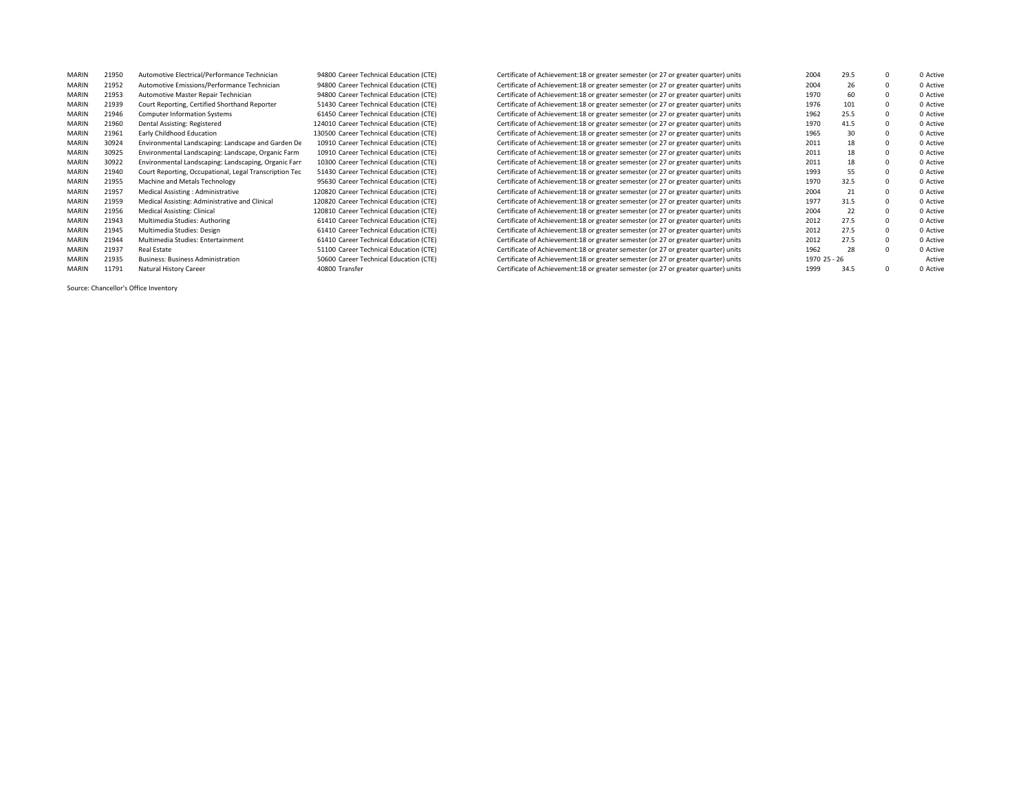| | | | | | | | | | | |
|---|---|---|---|---|---|---|---|---|---|---|
| MARIN | 21950 | Automotive Electrical/Performance Technician | 94800 | Career Technical Education (CTE) | Certificate of Achievement:18 or greater semester (or 27 or greater quarter) units | 2004 | 29.5 | 0 | 0 | Active |
| MARIN | 21952 | Automotive Emissions/Performance Technician | 94800 | Career Technical Education (CTE) | Certificate of Achievement:18 or greater semester (or 27 or greater quarter) units | 2004 | 26 | 0 | 0 | Active |
| MARIN | 21953 | Automotive Master Repair Technician | 94800 | Career Technical Education (CTE) | Certificate of Achievement:18 or greater semester (or 27 or greater quarter) units | 1970 | 60 | 0 | 0 | Active |
| MARIN | 21939 | Court Reporting, Certified Shorthand Reporter | 51430 | Career Technical Education (CTE) | Certificate of Achievement:18 or greater semester (or 27 or greater quarter) units | 1976 | 101 | 0 | 0 | Active |
| MARIN | 21946 | Computer Information Systems | 61450 | Career Technical Education (CTE) | Certificate of Achievement:18 or greater semester (or 27 or greater quarter) units | 1962 | 25.5 | 0 | 0 | Active |
| MARIN | 21960 | Dental Assisting: Registered | 124010 | Career Technical Education (CTE) | Certificate of Achievement:18 or greater semester (or 27 or greater quarter) units | 1970 | 41.5 | 0 | 0 | Active |
| MARIN | 21961 | Early Childhood Education | 130500 | Career Technical Education (CTE) | Certificate of Achievement:18 or greater semester (or 27 or greater quarter) units | 1965 | 30 | 0 | 0 | Active |
| MARIN | 30924 | Environmental Landscaping: Landscape and Garden De | 10910 | Career Technical Education (CTE) | Certificate of Achievement:18 or greater semester (or 27 or greater quarter) units | 2011 | 18 | 0 | 0 | Active |
| MARIN | 30925 | Environmental Landscaping: Landscape, Organic Farm | 10910 | Career Technical Education (CTE) | Certificate of Achievement:18 or greater semester (or 27 or greater quarter) units | 2011 | 18 | 0 | 0 | Active |
| MARIN | 30922 | Environmental Landscaping: Landscaping, Organic Farr | 10300 | Career Technical Education (CTE) | Certificate of Achievement:18 or greater semester (or 27 or greater quarter) units | 2011 | 18 | 0 | 0 | Active |
| MARIN | 21940 | Court Reporting, Occupational, Legal Transcription Tec | 51430 | Career Technical Education (CTE) | Certificate of Achievement:18 or greater semester (or 27 or greater quarter) units | 1993 | 55 | 0 | 0 | Active |
| MARIN | 21955 | Machine and Metals Technology | 95630 | Career Technical Education (CTE) | Certificate of Achievement:18 or greater semester (or 27 or greater quarter) units | 1970 | 32.5 | 0 | 0 | Active |
| MARIN | 21957 | Medical Assisting : Administrative | 120820 | Career Technical Education (CTE) | Certificate of Achievement:18 or greater semester (or 27 or greater quarter) units | 2004 | 21 | 0 | 0 | Active |
| MARIN | 21959 | Medical Assisting: Administrative and Clinical | 120820 | Career Technical Education (CTE) | Certificate of Achievement:18 or greater semester (or 27 or greater quarter) units | 1977 | 31.5 | 0 | 0 | Active |
| MARIN | 21956 | Medical Assisting: Clinical | 120810 | Career Technical Education (CTE) | Certificate of Achievement:18 or greater semester (or 27 or greater quarter) units | 2004 | 22 | 0 | 0 | Active |
| MARIN | 21943 | Multimedia Studies: Authoring | 61410 | Career Technical Education (CTE) | Certificate of Achievement:18 or greater semester (or 27 or greater quarter) units | 2012 | 27.5 | 0 | 0 | Active |
| MARIN | 21945 | Multimedia Studies: Design | 61410 | Career Technical Education (CTE) | Certificate of Achievement:18 or greater semester (or 27 or greater quarter) units | 2012 | 27.5 | 0 | 0 | Active |
| MARIN | 21944 | Multimedia Studies: Entertainment | 61410 | Career Technical Education (CTE) | Certificate of Achievement:18 or greater semester (or 27 or greater quarter) units | 2012 | 27.5 | 0 | 0 | Active |
| MARIN | 21937 | Real Estate | 51100 | Career Technical Education (CTE) | Certificate of Achievement:18 or greater semester (or 27 or greater quarter) units | 1962 | 28 | 0 | 0 | Active |
| MARIN | 21935 | Business: Business Administration | 50600 | Career Technical Education (CTE) | Certificate of Achievement:18 or greater semester (or 27 or greater quarter) units | 1970 | 25 - 26 | | | Active |
| MARIN | 11791 | Natural History Career | 40800 | Transfer | Certificate of Achievement:18 or greater semester (or 27 or greater quarter) units | 1999 | 34.5 | 0 | 0 | Active |

Source: Chancellor's Office Inventory